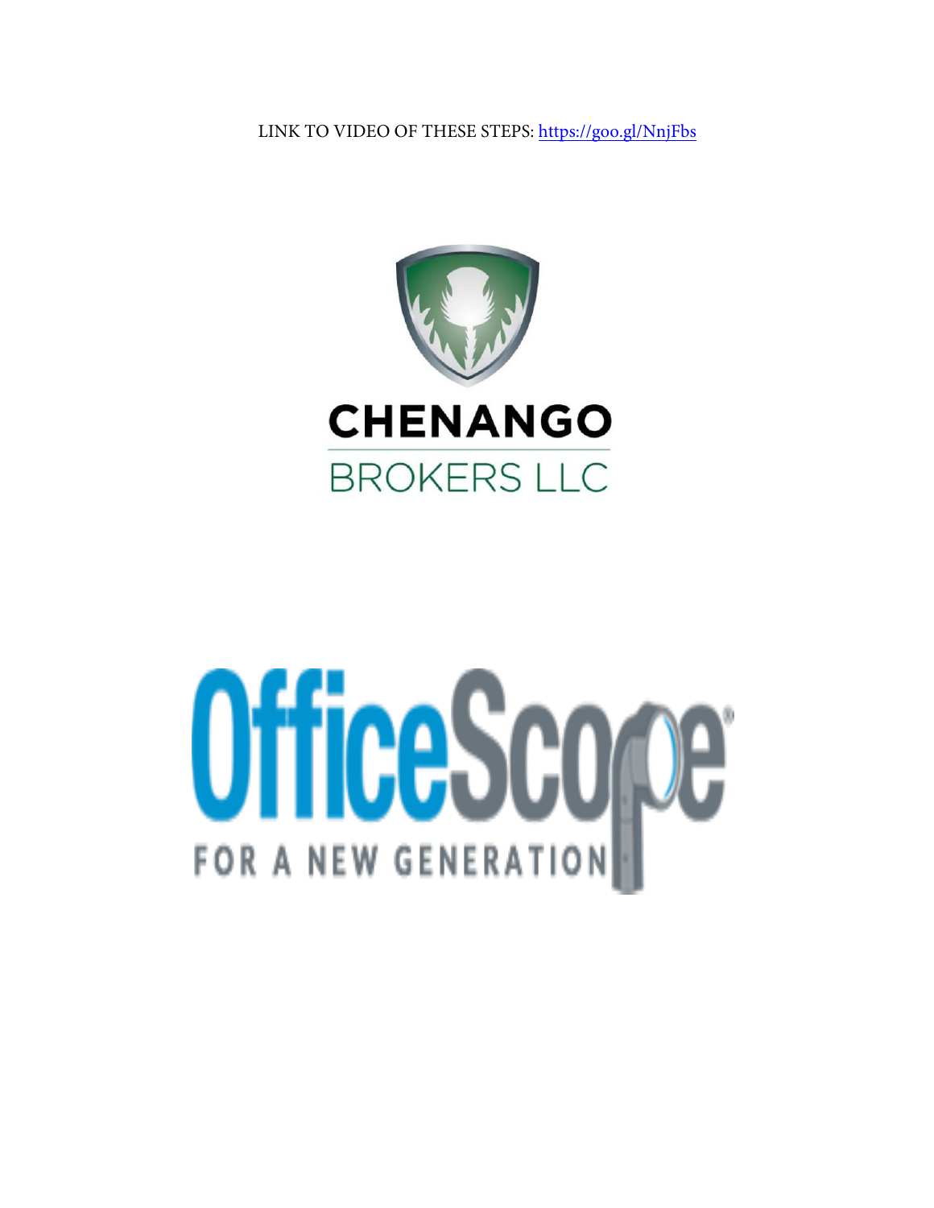LINK TO VIDEO OF THESE STEPS: https://goo.gl/NnjFbs

CHENANGO

BROKERS LLC

OfficeScope

FOR A NEW GENERATION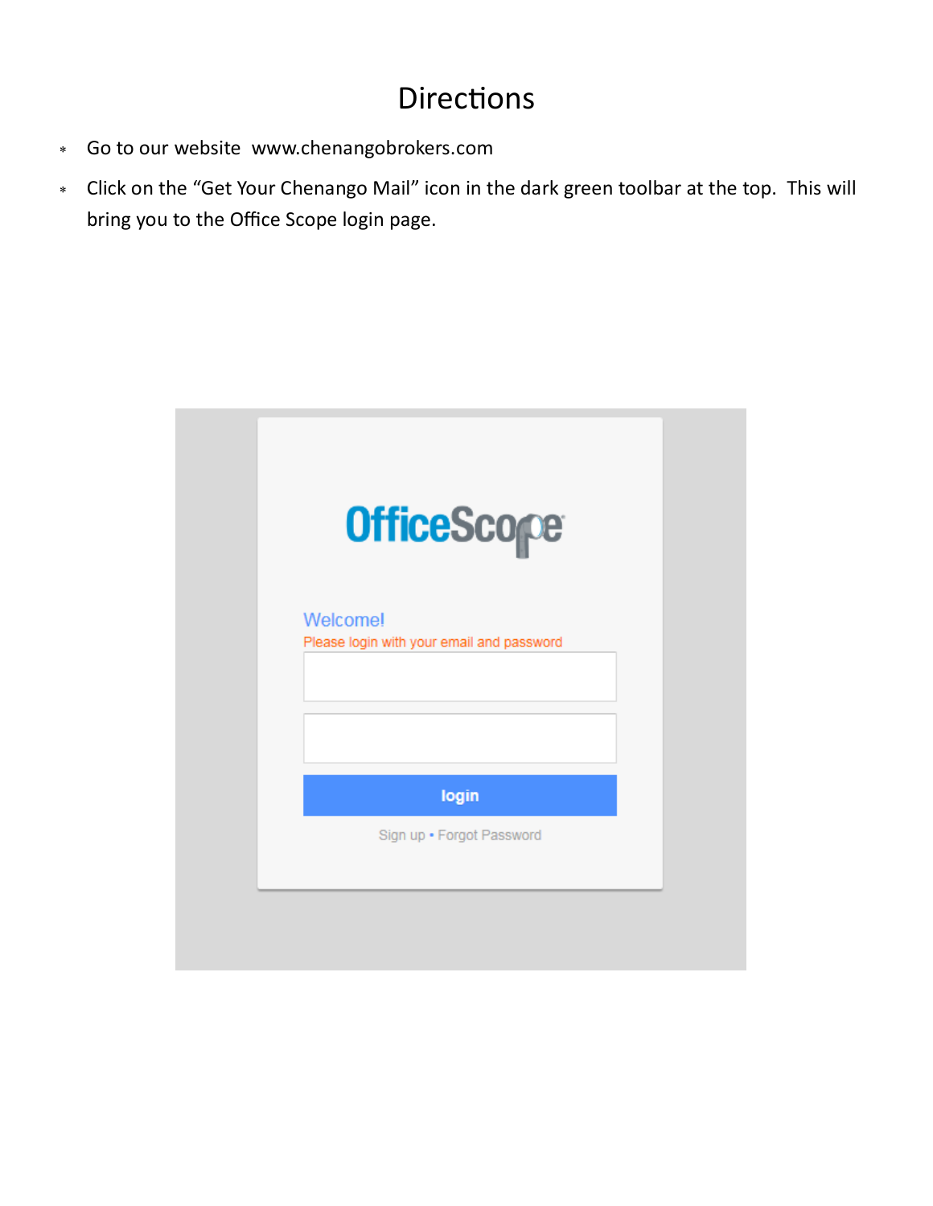# Directions

- Go to our website  www.chenangobrokers.com
- Click on the "Get Your Chenango Mail" icon in the dark green toolbar at the top.  This will bring you to the Office Scope login page.

OfficeScope

Welcome!

Please login with your email and password

login

Sign up • Forgot Password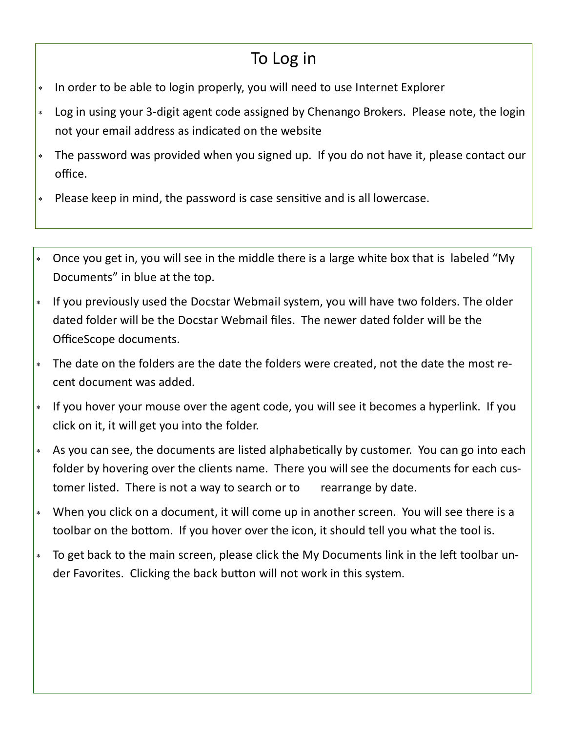## To Log in

- In order to be able to login properly, you will need to use Internet Explorer
- Log in using your 3-digit agent code assigned by Chenango Brokers. Please note, the login not your email address as indicated on the website
- The password was provided when you signed up. If you do not have it, please contact our office.
- Please keep in mind, the password is case sensitive and is all lowercase.

---

- Once you get in, you will see in the middle there is a large white box that is labeled "My Documents" in blue at the top.
- If you previously used the Docstar Webmail system, you will have two folders. The older dated folder will be the Docstar Webmail files. The newer dated folder will be the OfficeScope documents.
- The date on the folders are the date the folders were created, not the date the most recent document was added.
- If you hover your mouse over the agent code, you will see it becomes a hyperlink. If you click on it, it will get you into the folder.
- As you can see, the documents are listed alphabetically by customer. You can go into each folder by hovering over the clients name. There you will see the documents for each customer listed. There is not a way to search or to rearrange by date.
- When you click on a document, it will come up in another screen. You will see there is a toolbar on the bottom. If you hover over the icon, it should tell you what the tool is.
- To get back to the main screen, please click the My Documents link in the left toolbar under Favorites. Clicking the back button will not work in this system.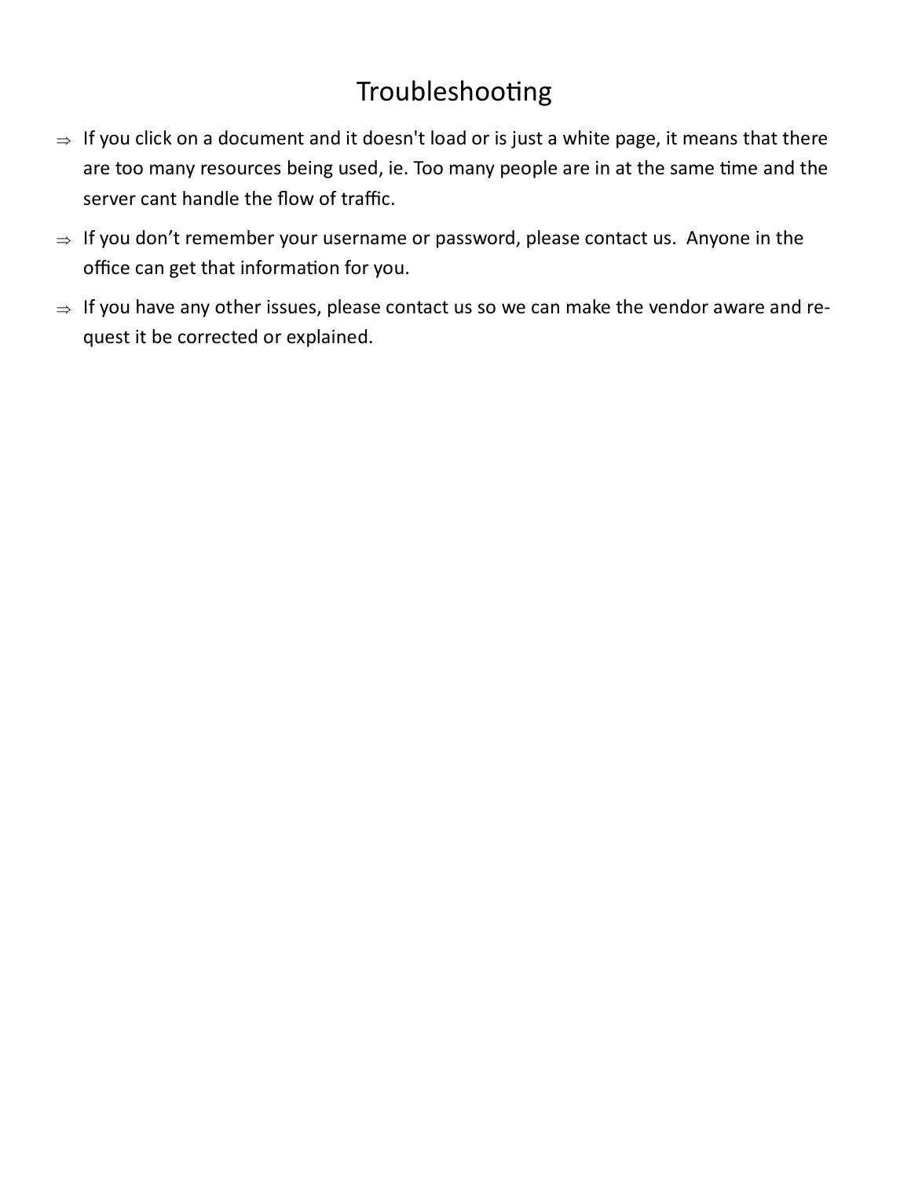# Troubleshooting

- ⇒ If you click on a document and it doesn't load or is just a white page, it means that there are too many resources being used, ie. Too many people are in at the same time and the server cant handle the flow of traffic.
- ⇒ If you don't remember your username or password, please contact us. Anyone in the office can get that information for you.
- ⇒ If you have any other issues, please contact us so we can make the vendor aware and request it be corrected or explained.